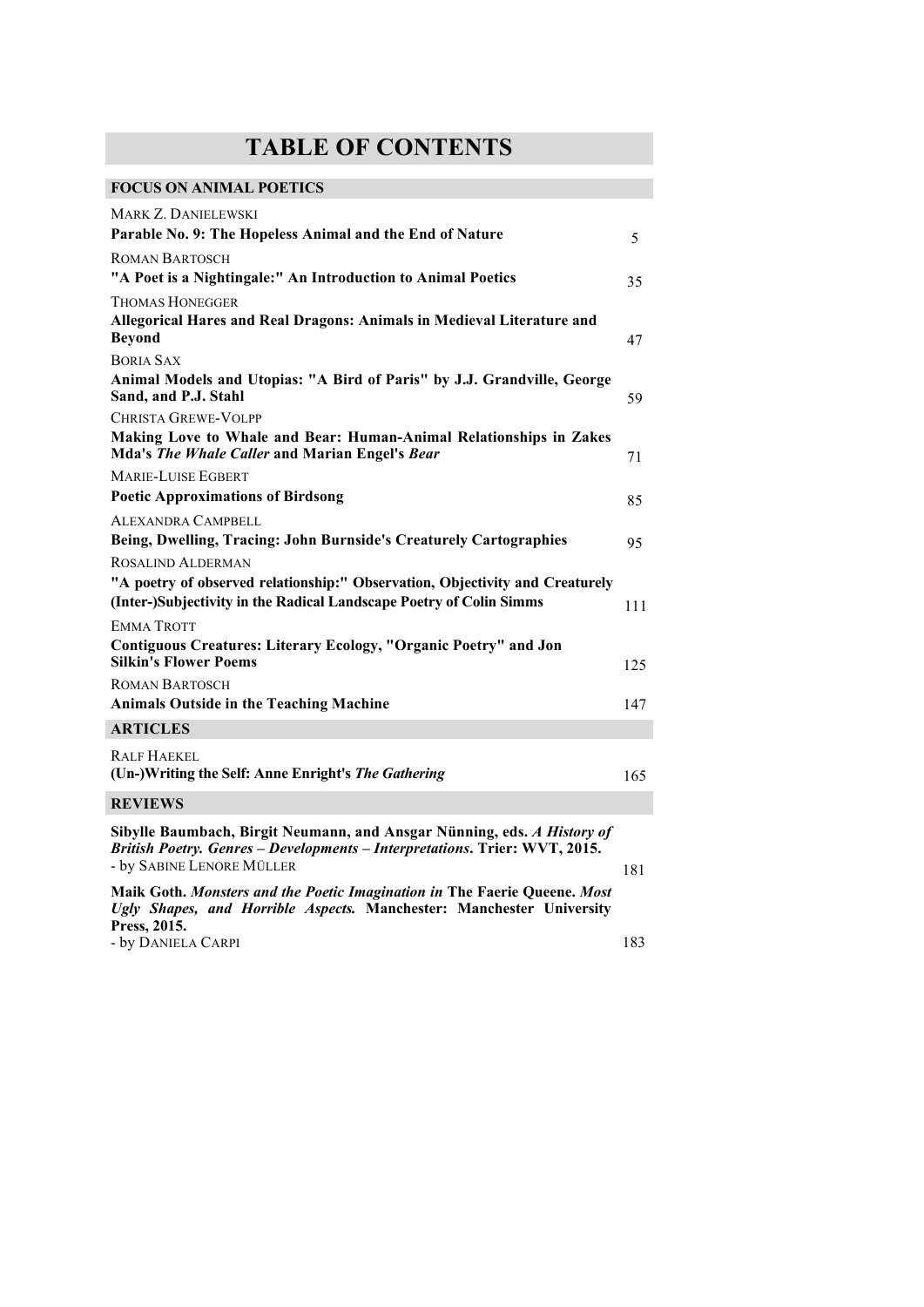# TABLE OF CONTENTS

## FOCUS ON ANIMAL POETICS

MARK Z. DANIELEWSKI
**Parable No. 9: The Hopeless Animal and the End of Nature** 5

ROMAN BARTOSCH
**"A Poet is a Nightingale:" An Introduction to Animal Poetics** 35

THOMAS HONEGGER
**Allegorical Hares and Real Dragons: Animals in Medieval Literature and Beyond** 47

BORIA SAX
**Animal Models and Utopias: "A Bird of Paris" by J.J. Grandville, George Sand, and P.J. Stahl** 59

CHRISTA GREWE-VOLPP
**Making Love to Whale and Bear: Human-Animal Relationships in Zakes Mda's *The Whale Caller* and Marian Engel's *Bear*** 71

MARIE-LUISE EGBERT
**Poetic Approximations of Birdsong** 85

ALEXANDRA CAMPBELL
**Being, Dwelling, Tracing: John Burnside's Creaturely Cartographies** 95

ROSALIND ALDERMAN
**"A poetry of observed relationship:" Observation, Objectivity and Creaturely (Inter-)Subjectivity in the Radical Landscape Poetry of Colin Simms** 111

EMMA TROTT
**Contiguous Creatures: Literary Ecology, "Organic Poetry" and Jon Silkin's Flower Poems** 125

ROMAN BARTOSCH
**Animals Outside in the Teaching Machine** 147

## ARTICLES

RALF HAEKEL
**(Un-)Writing the Self: Anne Enright's *The Gathering*** 165

## REVIEWS

**Sibylle Baumbach, Birgit Neumann, and Ansgar Nünning, eds. *A History of British Poetry. Genres – Developments – Interpretations*. Trier: WVT, 2015.**
- by SABINE LENORE MÜLLER 181

**Maik Goth. *Monsters and the Poetic Imagination in* The Faerie Queene. *Most Ugly Shapes, and Horrible Aspects.* Manchester: Manchester University Press, 2015.**
- by DANIELA CARPI 183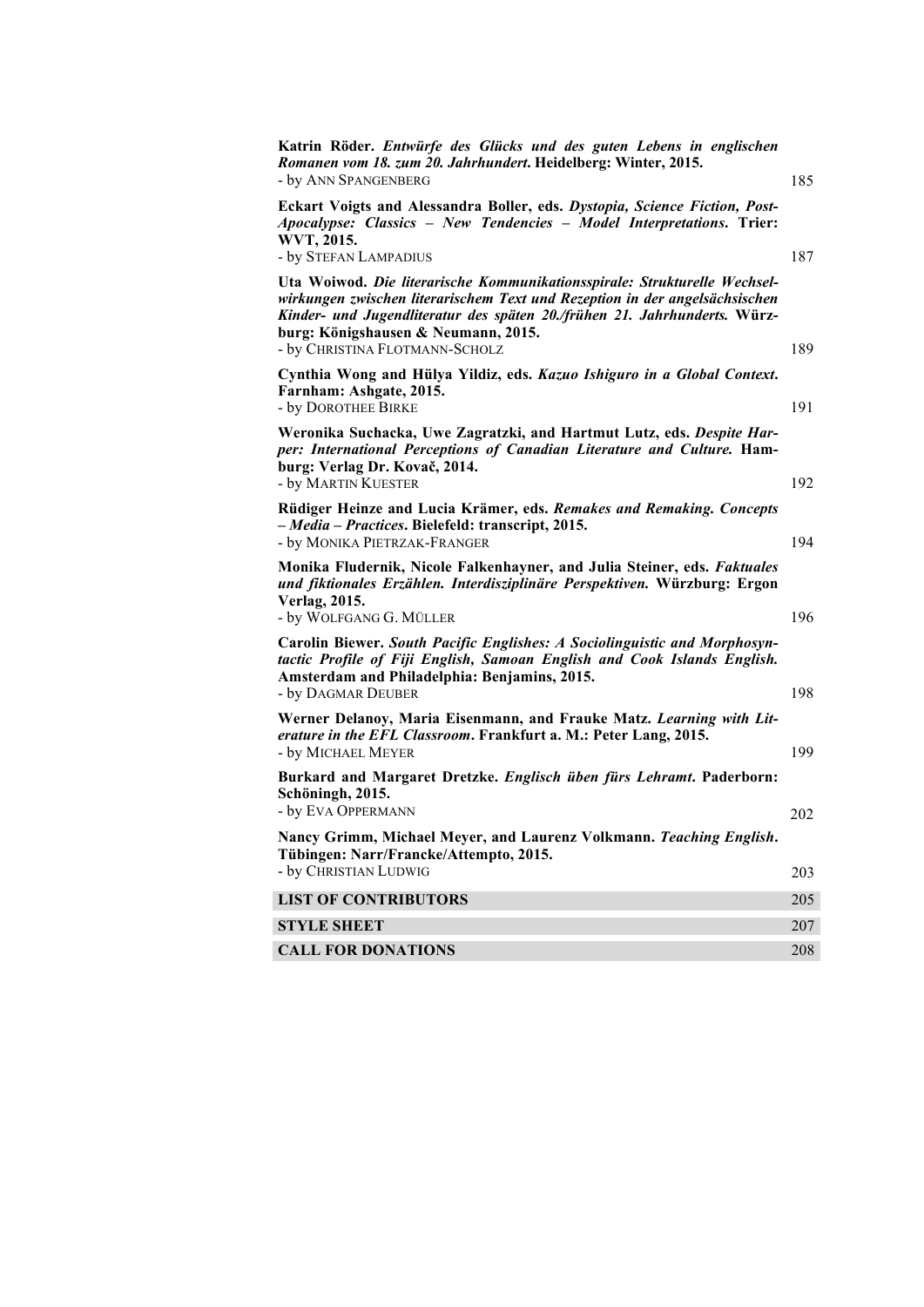**Katrin Röder.** ***Entwürfe des Glücks und des guten Lebens in englischen Romanen vom 18. zum 20. Jahrhundert*****. Heidelberg: Winter, 2015.**
- by ANN SPANGENBERG 185

**Eckart Voigts and Alessandra Boller, eds.** ***Dystopia, Science Fiction, Post-Apocalypse: Classics – New Tendencies – Model Interpretations*****. Trier: WVT, 2015.**
- by STEFAN LAMPADIUS 187

**Uta Woiwod.** ***Die literarische Kommunikationsspirale: Strukturelle Wechselwirkungen zwischen literarischem Text und Rezeption in der angelsächsischen Kinder- und Jugendliteratur des späten 20./frühen 21. Jahrhunderts.*** **Würzburg: Königshausen & Neumann, 2015.**
- by CHRISTINA FLOTMANN-SCHOLZ 189

**Cynthia Wong and Hülya Yildiz, eds.** ***Kazuo Ishiguro in a Global Context*****. Farnham: Ashgate, 2015.**
- by DOROTHEE BIRKE 191

**Weronika Suchacka, Uwe Zagratzki, and Hartmut Lutz, eds.** ***Despite Harper: International Perceptions of Canadian Literature and Culture.*** **Hamburg: Verlag Dr. Kovač, 2014.**
- by MARTIN KUESTER 192

**Rüdiger Heinze and Lucia Krämer, eds.** ***Remakes and Remaking. Concepts – Media – Practices*****. Bielefeld: transcript, 2015.**
- by MONIKA PIETRZAK-FRANGER 194

**Monika Fludernik, Nicole Falkenhayner, and Julia Steiner, eds.** ***Faktuales und fiktionales Erzählen. Interdisziplinäre Perspektiven.*** **Würzburg: Ergon Verlag, 2015.**
- by WOLFGANG G. MÜLLER 196

**Carolin Biewer.** ***South Pacific Englishes: A Sociolinguistic and Morphosyntactic Profile of Fiji English, Samoan English and Cook Islands English.*** **Amsterdam and Philadelphia: Benjamins, 2015.**
- by DAGMAR DEUBER 198

**Werner Delanoy, Maria Eisenmann, and Frauke Matz.** ***Learning with Literature in the EFL Classroom*****. Frankfurt a. M.: Peter Lang, 2015.**
- by MICHAEL MEYER 199

**Burkard and Margaret Dretzke.** ***Englisch üben fürs Lehramt*****. Paderborn: Schöningh, 2015.**
- by EVA OPPERMANN 202

**Nancy Grimm, Michael Meyer, and Laurenz Volkmann.** ***Teaching English*****. Tübingen: Narr/Francke/Attempto, 2015.**
- by CHRISTIAN LUDWIG 203

**LIST OF CONTRIBUTORS** 205

**STYLE SHEET** 207

**CALL FOR DONATIONS** 208